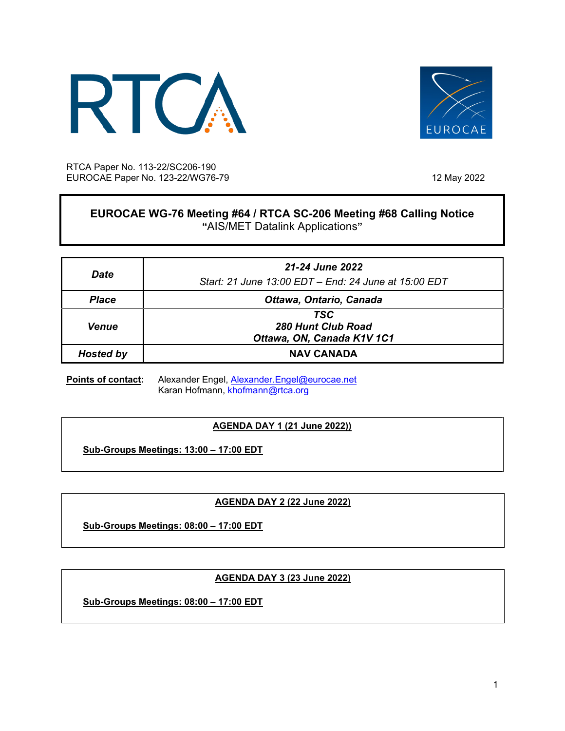RTCA Paper No. 113-22/SC206-190
EUROCAE Paper No. 123-22/WG76-79

12 May 2022

# EUROCAE WG-76 Meeting #64 / RTCA SC-206 Meeting #68 Calling Notice

"AIS/MET Datalink Applications"

| | |
|---|---|
| ***Date*** | ***21-24 June 2022***<br>*Start: 21 June 13:00 EDT – End: 24 June at 15:00 EDT* |
| ***Place*** | ***Ottawa, Ontario, Canada*** |
| ***Venue*** | ***TSC***<br>***280 Hunt Club Road***<br>***Ottawa, ON, Canada K1V 1C1*** |
| ***Hosted by*** | **NAV CANADA** |

**Points of contact:** Alexander Engel, Alexander.Engel@eurocae.net
Karan Hofmann, khofmann@rtca.org

## AGENDA DAY 1 (21 June 2022))

**Sub-Groups Meetings: 13:00 – 17:00 EDT**

## AGENDA DAY 2 (22 June 2022)

**Sub-Groups Meetings: 08:00 – 17:00 EDT**

## AGENDA DAY 3 (23 June 2022)

**Sub-Groups Meetings: 08:00 – 17:00 EDT**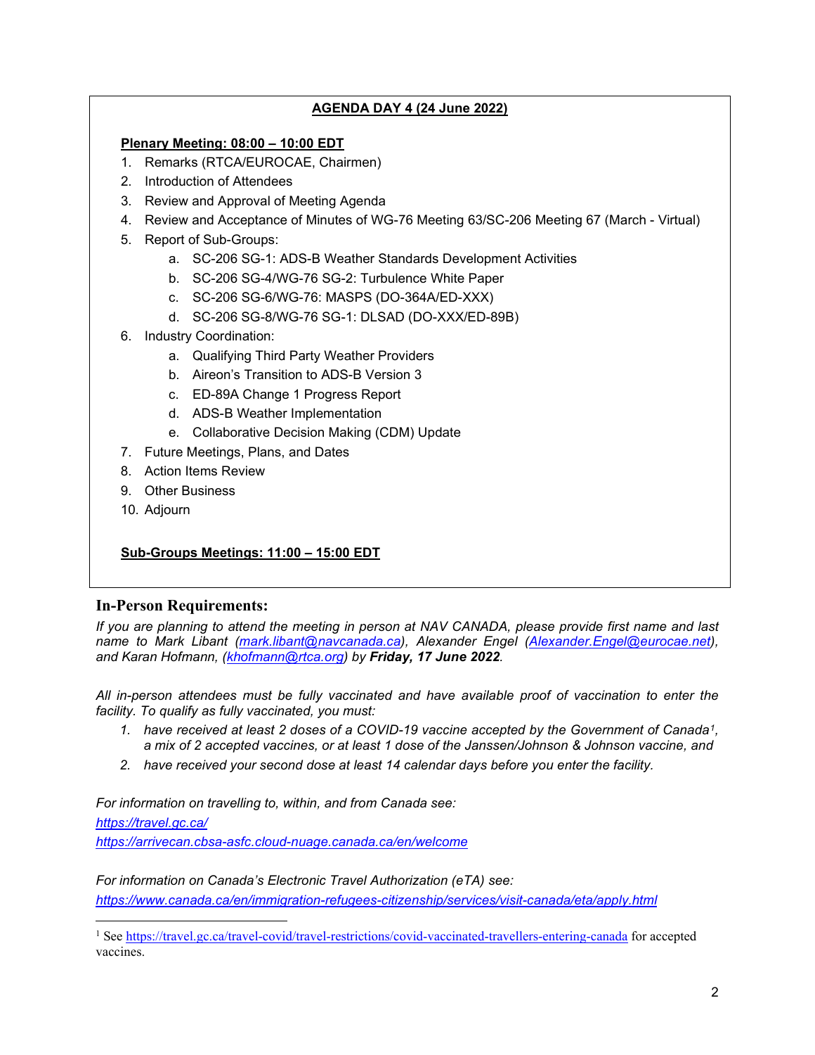## AGENDA DAY 4 (24 June 2022)

**Plenary Meeting: 08:00 – 10:00 EDT**

1. Remarks (RTCA/EUROCAE, Chairmen)
2. Introduction of Attendees
3. Review and Approval of Meeting Agenda
4. Review and Acceptance of Minutes of WG-76 Meeting 63/SC-206 Meeting 67 (March - Virtual)
5. Report of Sub-Groups:
    a. SC-206 SG-1: ADS-B Weather Standards Development Activities
    b. SC-206 SG-4/WG-76 SG-2: Turbulence White Paper
    c. SC-206 SG-6/WG-76: MASPS (DO-364A/ED-XXX)
    d. SC-206 SG-8/WG-76 SG-1: DLSAD (DO-XXX/ED-89B)
6. Industry Coordination:
    a. Qualifying Third Party Weather Providers
    b. Aireon's Transition to ADS-B Version 3
    c. ED-89A Change 1 Progress Report
    d. ADS-B Weather Implementation
    e. Collaborative Decision Making (CDM) Update
7. Future Meetings, Plans, and Dates
8. Action Items Review
9. Other Business
10. Adjourn

**Sub-Groups Meetings: 11:00 – 15:00 EDT**

## In-Person Requirements:

*If you are planning to attend the meeting in person at NAV CANADA, please provide first name and last name to Mark Libant (mark.libant@navcanada.ca), Alexander Engel (Alexander.Engel@eurocae.net), and Karan Hofmann, (khofmann@rtca.org) by **Friday, 17 June 2022**.*

*All in-person attendees must be fully vaccinated and have available proof of vaccination to enter the facility. To qualify as fully vaccinated, you must:*

1. *have received at least 2 doses of a COVID-19 vaccine accepted by the Government of Canada[1], a mix of 2 accepted vaccines, or at least 1 dose of the Janssen/Johnson & Johnson vaccine, and*
2. *have received your second dose at least 14 calendar days before you enter the facility.*

*For information on travelling to, within, and from Canada see:*
*https://travel.gc.ca/*
*https://arrivecan.cbsa-asfc.cloud-nuage.canada.ca/en/welcome*

*For information on Canada's Electronic Travel Authorization (eTA) see:*
*https://www.canada.ca/en/immigration-refugees-citizenship/services/visit-canada/eta/apply.html*

---

[1] See https://travel.gc.ca/travel-covid/travel-restrictions/covid-vaccinated-travellers-entering-canada for accepted vaccines.